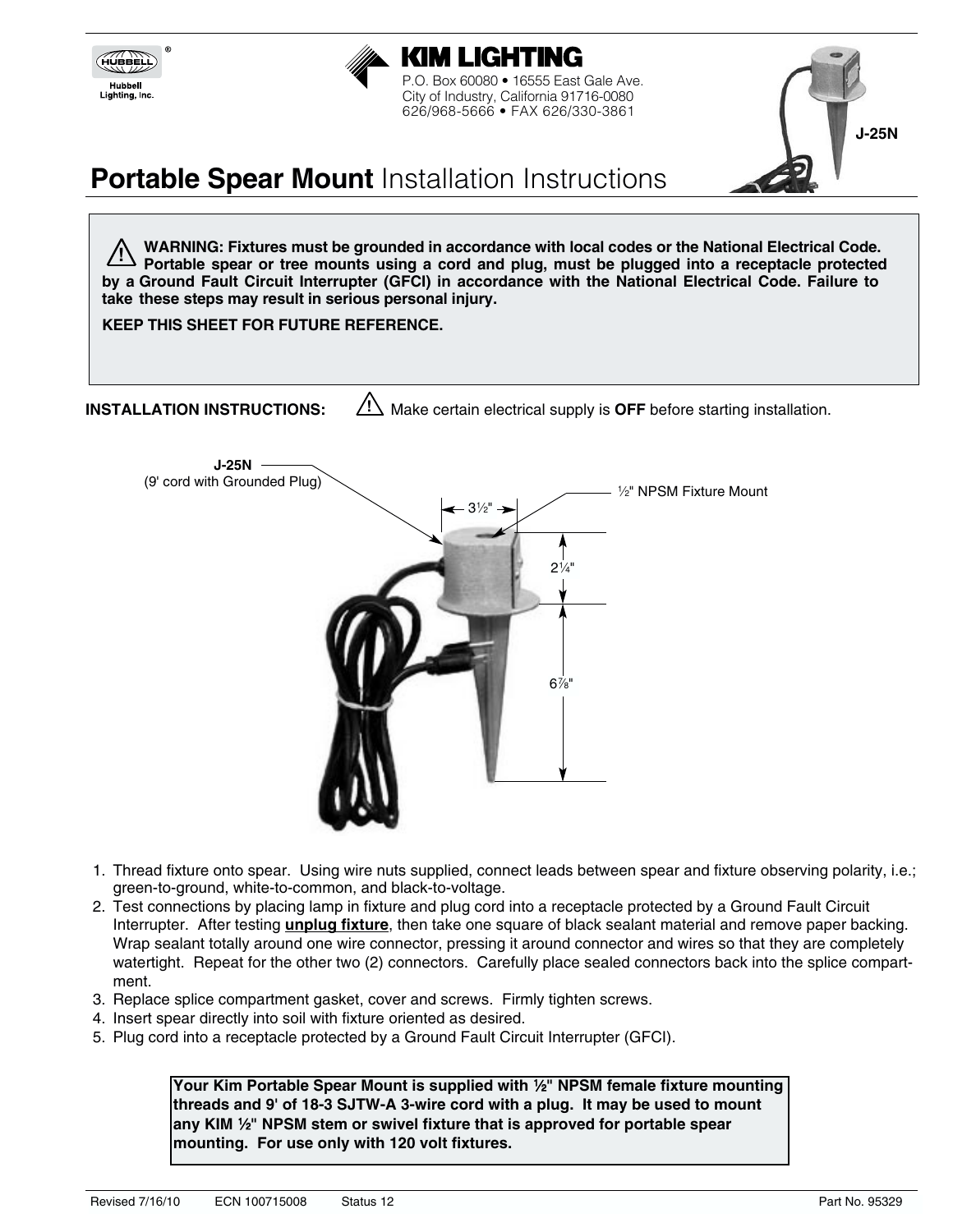Hubbell Lighting, Inc.

**KIM LIGHTING**

P.O. Box 60080 • 16555 East Gale Ave.
City of Industry, California 91716-0080
626/968-5666 • FAX 626/330-3861

J-25N

# **Portable Spear Mount** Installation Instructions

**WARNING: Fixtures must be grounded in accordance with local codes or the National Electrical Code. Portable spear or tree mounts using a cord and plug, must be plugged into a receptacle protected by a Ground Fault Circuit Interrupter (GFCI) in accordance with the National Electrical Code. Failure to take these steps may result in serious personal injury.**

**KEEP THIS SHEET FOR FUTURE REFERENCE.**

**INSTALLATION INSTRUCTIONS:** Make certain electrical supply is **OFF** before starting installation.

J-25N (9' cord with Grounded Plug)

½" NPSM Fixture Mount

3½"

2¼"

6⅞"

1. Thread fixture onto spear. Using wire nuts supplied, connect leads between spear and fixture observing polarity, i.e.; green-to-ground, white-to-common, and black-to-voltage.
2. Test connections by placing lamp in fixture and plug cord into a receptacle protected by a Ground Fault Circuit Interrupter. After testing **unplug fixture**, then take one square of black sealant material and remove paper backing. Wrap sealant totally around one wire connector, pressing it around connector and wires so that they are completely watertight. Repeat for the other two (2) connectors. Carefully place sealed connectors back into the splice compartment.
3. Replace splice compartment gasket, cover and screws. Firmly tighten screws.
4. Insert spear directly into soil with fixture oriented as desired.
5. Plug cord into a receptacle protected by a Ground Fault Circuit Interrupter (GFCI).

**Your Kim Portable Spear Mount is supplied with ½" NPSM female fixture mounting threads and 9' of 18-3 SJTW-A 3-wire cord with a plug. It may be used to mount any KIM ½" NPSM stem or swivel fixture that is approved for portable spear mounting. For use only with 120 volt fixtures.**

Revised 7/16/10 ECN 100715008 Status 12 Part No. 95329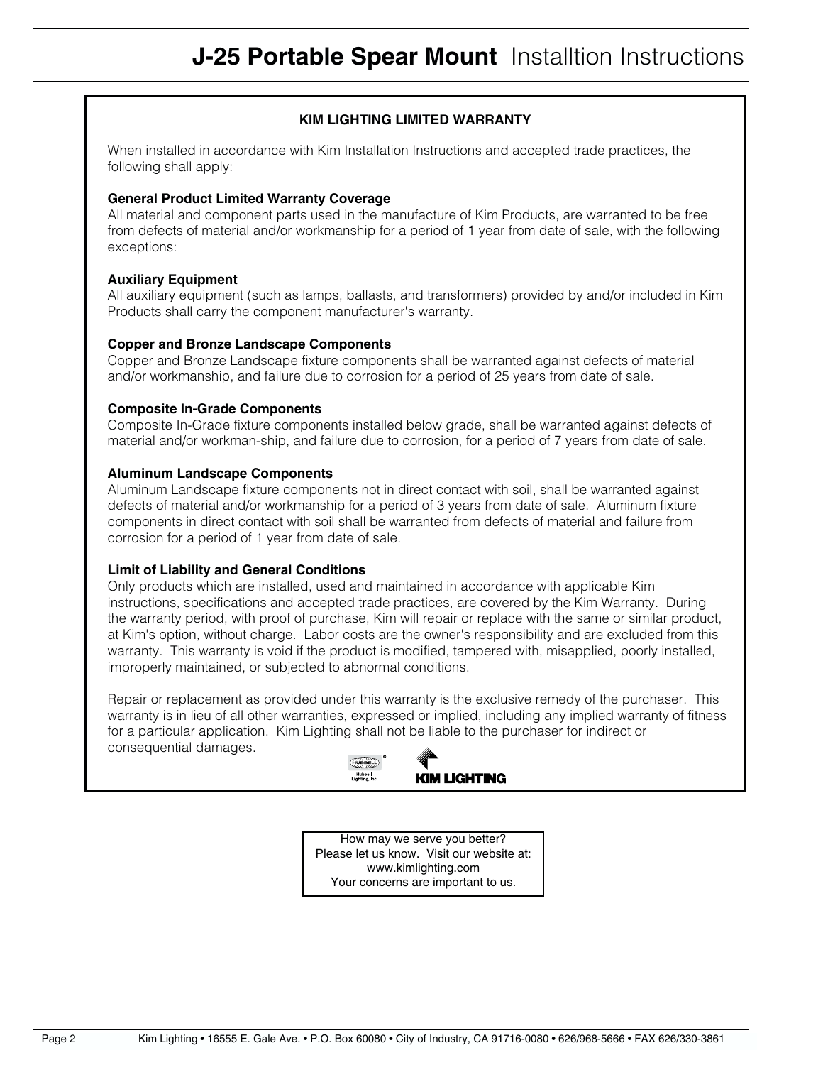# J-25 Portable Spear Mount Installtion Instructions

## KIM LIGHTING LIMITED WARRANTY

When installed in accordance with Kim Installation Instructions and accepted trade practices, the following shall apply:

**General Product Limited Warranty Coverage**
All material and component parts used in the manufacture of Kim Products, are warranted to be free from defects of material and/or workmanship for a period of 1 year from date of sale, with the following exceptions:

**Auxiliary Equipment**
All auxiliary equipment (such as lamps, ballasts, and transformers) provided by and/or included in Kim Products shall carry the component manufacturer's warranty.

**Copper and Bronze Landscape Components**
Copper and Bronze Landscape fixture components shall be warranted against defects of material and/or workmanship, and failure due to corrosion for a period of 25 years from date of sale.

**Composite In-Grade Components**
Composite In-Grade fixture components installed below grade, shall be warranted against defects of material and/or workman-ship, and failure due to corrosion, for a period of 7 years from date of sale.

**Aluminum Landscape Components**
Aluminum Landscape fixture components not in direct contact with soil, shall be warranted against defects of material and/or workmanship for a period of 3 years from date of sale. Aluminum fixture components in direct contact with soil shall be warranted from defects of material and failure from corrosion for a period of 1 year from date of sale.

**Limit of Liability and General Conditions**
Only products which are installed, used and maintained in accordance with applicable Kim instructions, specifications and accepted trade practices, are covered by the Kim Warranty. During the warranty period, with proof of purchase, Kim will repair or replace with the same or similar product, at Kim's option, without charge. Labor costs are the owner's responsibility and are excluded from this warranty. This warranty is void if the product is modified, tampered with, misapplied, poorly installed, improperly maintained, or subjected to abnormal conditions.

Repair or replacement as provided under this warranty is the exclusive remedy of the purchaser. This warranty is in lieu of all other warranties, expressed or implied, including any implied warranty of fitness for a particular application. Kim Lighting shall not be liable to the purchaser for indirect or consequential damages.

Hubbell Lighting, Inc.

KIM LIGHTING

How may we serve you better?
Please let us know. Visit our website at:
www.kimlighting.com
Your concerns are important to us.

Kim Lighting • 16555 E. Gale Ave. • P.O. Box 60080 • City of Industry, CA 91716-0080 • 626/968-5666 • FAX 626/330-3861